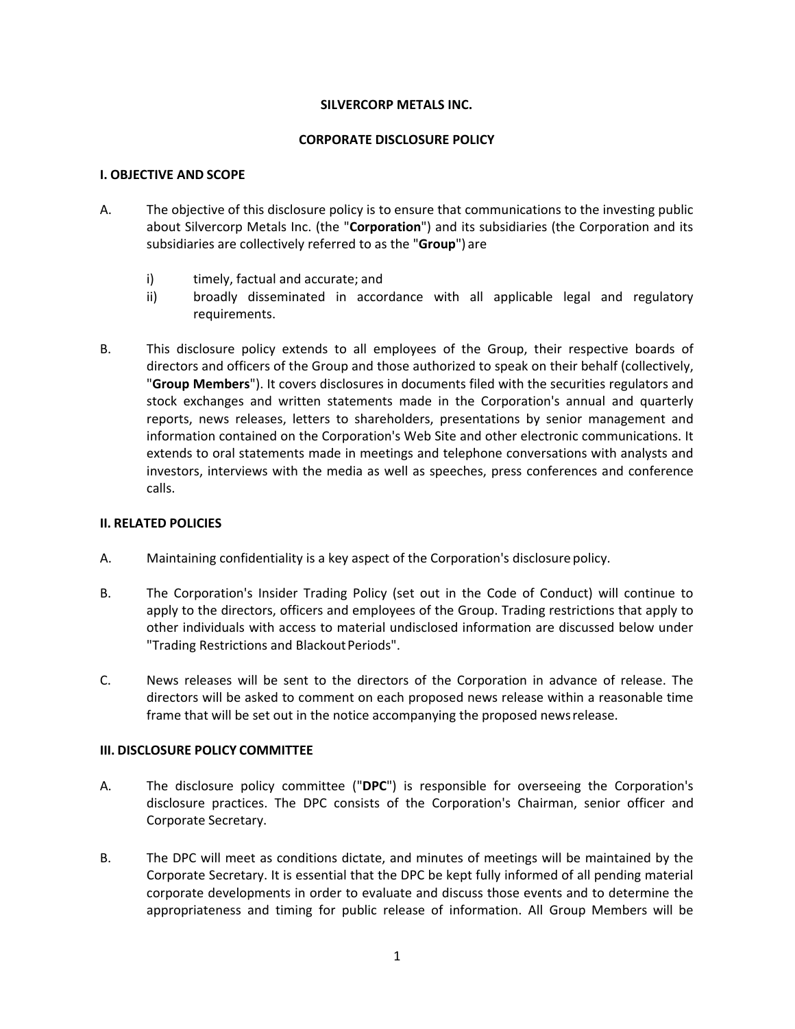# SILVERCORP METALS INC.

## CORPORATE DISCLOSURE POLICY

### I. OBJECTIVE AND SCOPE

A. The objective of this disclosure policy is to ensure that communications to the investing public about Silvercorp Metals Inc. (the "**Corporation**") and its subsidiaries (the Corporation and its subsidiaries are collectively referred to as the "**Group**") are

   i) timely, factual and accurate; and
   
   ii) broadly disseminated in accordance with all applicable legal and regulatory requirements.

B. This disclosure policy extends to all employees of the Group, their respective boards of directors and officers of the Group and those authorized to speak on their behalf (collectively, "**Group Members**"). It covers disclosures in documents filed with the securities regulators and stock exchanges and written statements made in the Corporation's annual and quarterly reports, news releases, letters to shareholders, presentations by senior management and information contained on the Corporation's Web Site and other electronic communications. It extends to oral statements made in meetings and telephone conversations with analysts and investors, interviews with the media as well as speeches, press conferences and conference calls.

### II. RELATED POLICIES

A. Maintaining confidentiality is a key aspect of the Corporation's disclosure policy.

B. The Corporation's Insider Trading Policy (set out in the Code of Conduct) will continue to apply to the directors, officers and employees of the Group. Trading restrictions that apply to other individuals with access to material undisclosed information are discussed below under "Trading Restrictions and Blackout Periods".

C. News releases will be sent to the directors of the Corporation in advance of release. The directors will be asked to comment on each proposed news release within a reasonable time frame that will be set out in the notice accompanying the proposed news release.

### III. DISCLOSURE POLICY COMMITTEE

A. The disclosure policy committee ("**DPC**") is responsible for overseeing the Corporation's disclosure practices. The DPC consists of the Corporation's Chairman, senior officer and Corporate Secretary.

B. The DPC will meet as conditions dictate, and minutes of meetings will be maintained by the Corporate Secretary. It is essential that the DPC be kept fully informed of all pending material corporate developments in order to evaluate and discuss those events and to determine the appropriateness and timing for public release of information. All Group Members will be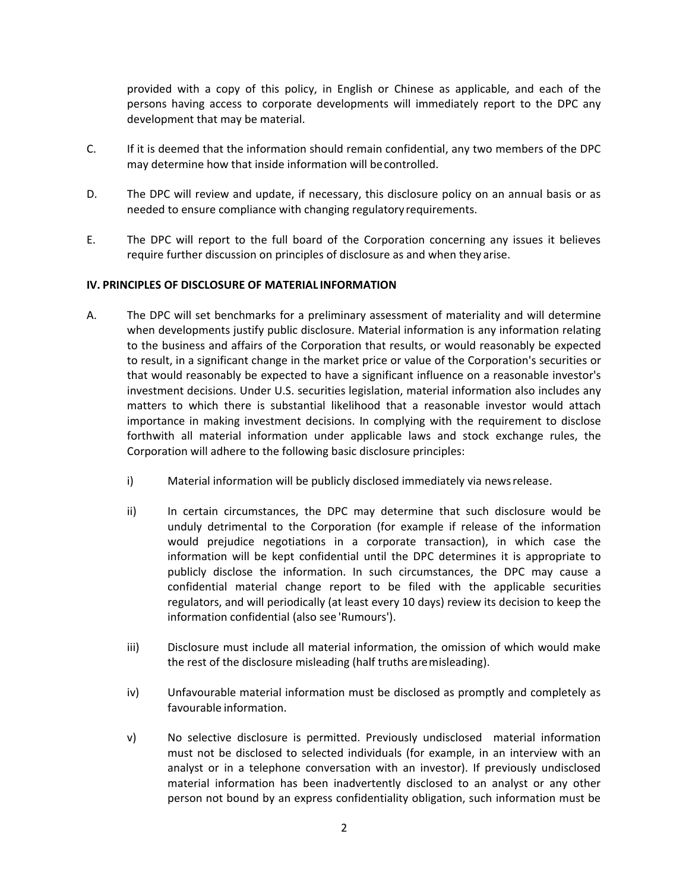provided with a copy of this policy, in English or Chinese as applicable, and each of the persons having access to corporate developments will immediately report to the DPC any development that may be material.

C. If it is deemed that the information should remain confidential, any two members of the DPC may determine how that inside information will be controlled.

D. The DPC will review and update, if necessary, this disclosure policy on an annual basis or as needed to ensure compliance with changing regulatory requirements.

E. The DPC will report to the full board of the Corporation concerning any issues it believes require further discussion on principles of disclosure as and when they arise.

**IV. PRINCIPLES OF DISCLOSURE OF MATERIAL INFORMATION**

A. The DPC will set benchmarks for a preliminary assessment of materiality and will determine when developments justify public disclosure. Material information is any information relating to the business and affairs of the Corporation that results, or would reasonably be expected to result, in a significant change in the market price or value of the Corporation's securities or that would reasonably be expected to have a significant influence on a reasonable investor's investment decisions. Under U.S. securities legislation, material information also includes any matters to which there is substantial likelihood that a reasonable investor would attach importance in making investment decisions. In complying with the requirement to disclose forthwith all material information under applicable laws and stock exchange rules, the Corporation will adhere to the following basic disclosure principles:

   i) Material information will be publicly disclosed immediately via news release.

   ii) In certain circumstances, the DPC may determine that such disclosure would be unduly detrimental to the Corporation (for example if release of the information would prejudice negotiations in a corporate transaction), in which case the information will be kept confidential until the DPC determines it is appropriate to publicly disclose the information. In such circumstances, the DPC may cause a confidential material change report to be filed with the applicable securities regulators, and will periodically (at least every 10 days) review its decision to keep the information confidential (also see 'Rumours').

   iii) Disclosure must include all material information, the omission of which would make the rest of the disclosure misleading (half truths are misleading).

   iv) Unfavourable material information must be disclosed as promptly and completely as favourable information.

   v) No selective disclosure is permitted. Previously undisclosed material information must not be disclosed to selected individuals (for example, in an interview with an analyst or in a telephone conversation with an investor). If previously undisclosed material information has been inadvertently disclosed to an analyst or any other person not bound by an express confidentiality obligation, such information must be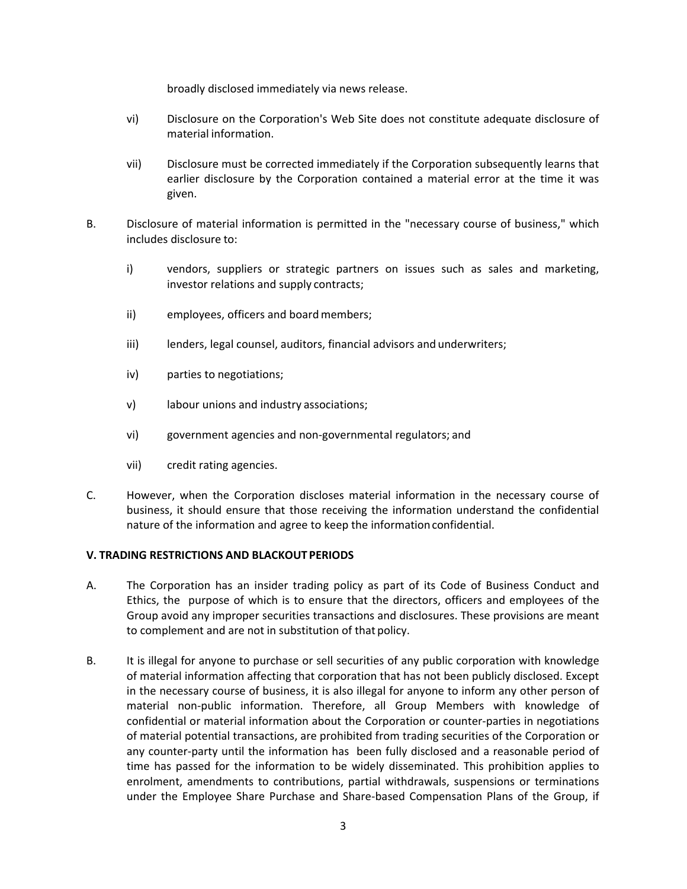broadly disclosed immediately via news release.

vi) Disclosure on the Corporation's Web Site does not constitute adequate disclosure of material information.

vii) Disclosure must be corrected immediately if the Corporation subsequently learns that earlier disclosure by the Corporation contained a material error at the time it was given.

B. Disclosure of material information is permitted in the "necessary course of business," which includes disclosure to:

i) vendors, suppliers or strategic partners on issues such as sales and marketing, investor relations and supply contracts;

ii) employees, officers and board members;

iii) lenders, legal counsel, auditors, financial advisors and underwriters;

iv) parties to negotiations;

v) labour unions and industry associations;

vi) government agencies and non-governmental regulators; and

vii) credit rating agencies.

C. However, when the Corporation discloses material information in the necessary course of business, it should ensure that those receiving the information understand the confidential nature of the information and agree to keep the information confidential.

**V. TRADING RESTRICTIONS AND BLACKOUT PERIODS**

A. The Corporation has an insider trading policy as part of its Code of Business Conduct and Ethics, the purpose of which is to ensure that the directors, officers and employees of the Group avoid any improper securities transactions and disclosures. These provisions are meant to complement and are not in substitution of that policy.

B. It is illegal for anyone to purchase or sell securities of any public corporation with knowledge of material information affecting that corporation that has not been publicly disclosed. Except in the necessary course of business, it is also illegal for anyone to inform any other person of material non-public information. Therefore, all Group Members with knowledge of confidential or material information about the Corporation or counter-parties in negotiations of material potential transactions, are prohibited from trading securities of the Corporation or any counter-party until the information has been fully disclosed and a reasonable period of time has passed for the information to be widely disseminated. This prohibition applies to enrolment, amendments to contributions, partial withdrawals, suspensions or terminations under the Employee Share Purchase and Share-based Compensation Plans of the Group, if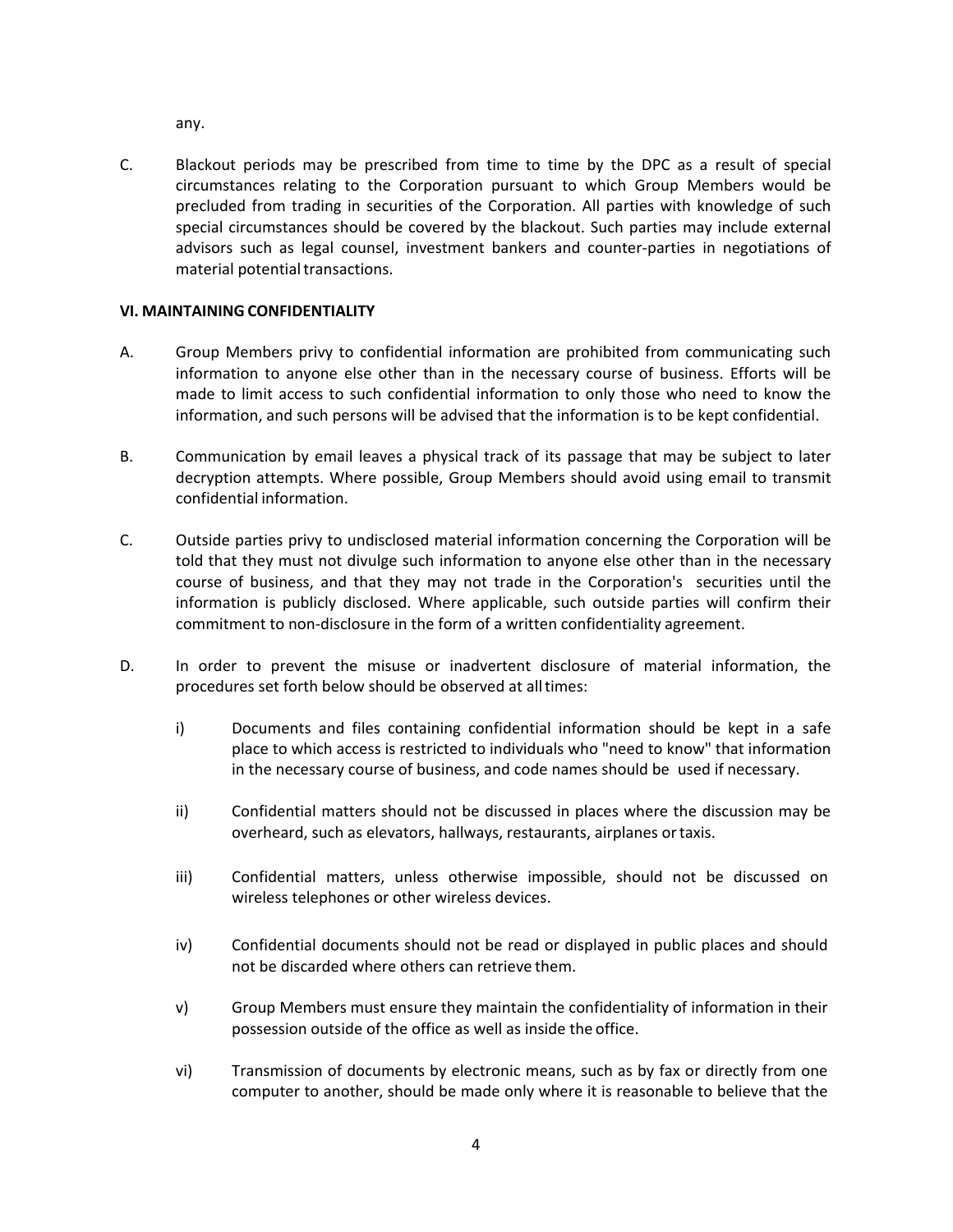any.

C. Blackout periods may be prescribed from time to time by the DPC as a result of special circumstances relating to the Corporation pursuant to which Group Members would be precluded from trading in securities of the Corporation. All parties with knowledge of such special circumstances should be covered by the blackout. Such parties may include external advisors such as legal counsel, investment bankers and counter-parties in negotiations of material potential transactions.

**VI. MAINTAINING CONFIDENTIALITY**

A. Group Members privy to confidential information are prohibited from communicating such information to anyone else other than in the necessary course of business. Efforts will be made to limit access to such confidential information to only those who need to know the information, and such persons will be advised that the information is to be kept confidential.

B. Communication by email leaves a physical track of its passage that may be subject to later decryption attempts. Where possible, Group Members should avoid using email to transmit confidential information.

C. Outside parties privy to undisclosed material information concerning the Corporation will be told that they must not divulge such information to anyone else other than in the necessary course of business, and that they may not trade in the Corporation's securities until the information is publicly disclosed. Where applicable, such outside parties will confirm their commitment to non-disclosure in the form of a written confidentiality agreement.

D. In order to prevent the misuse or inadvertent disclosure of material information, the procedures set forth below should be observed at all times:

i) Documents and files containing confidential information should be kept in a safe place to which access is restricted to individuals who "need to know" that information in the necessary course of business, and code names should be used if necessary.

ii) Confidential matters should not be discussed in places where the discussion may be overheard, such as elevators, hallways, restaurants, airplanes or taxis.

iii) Confidential matters, unless otherwise impossible, should not be discussed on wireless telephones or other wireless devices.

iv) Confidential documents should not be read or displayed in public places and should not be discarded where others can retrieve them.

v) Group Members must ensure they maintain the confidentiality of information in their possession outside of the office as well as inside the office.

vi) Transmission of documents by electronic means, such as by fax or directly from one computer to another, should be made only where it is reasonable to believe that the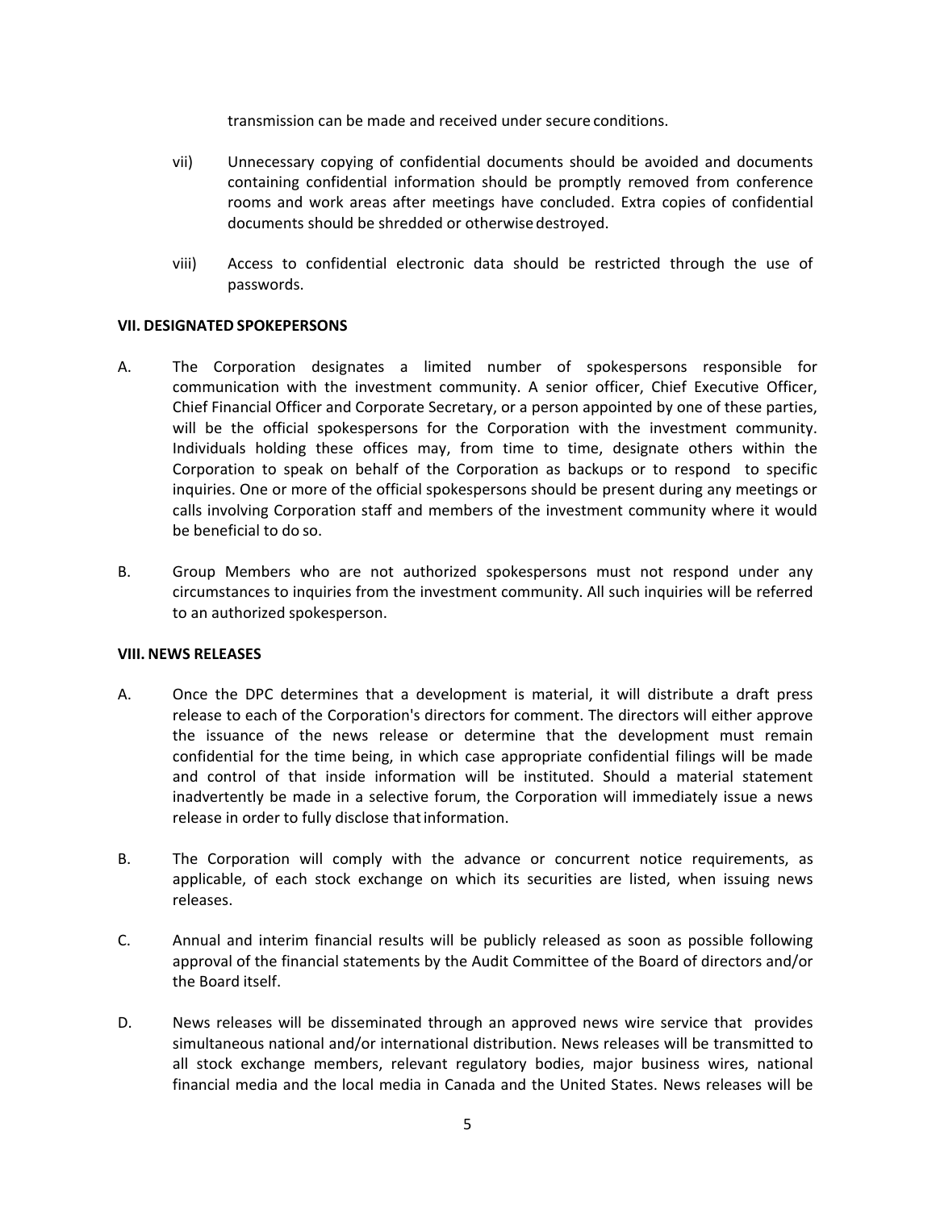transmission can be made and received under secure conditions.

vii) Unnecessary copying of confidential documents should be avoided and documents containing confidential information should be promptly removed from conference rooms and work areas after meetings have concluded. Extra copies of confidential documents should be shredded or otherwise destroyed.

viii) Access to confidential electronic data should be restricted through the use of passwords.

**VII. DESIGNATED SPOKEPERSONS**

A. The Corporation designates a limited number of spokespersons responsible for communication with the investment community. A senior officer, Chief Executive Officer, Chief Financial Officer and Corporate Secretary, or a person appointed by one of these parties, will be the official spokespersons for the Corporation with the investment community. Individuals holding these offices may, from time to time, designate others within the Corporation to speak on behalf of the Corporation as backups or to respond to specific inquiries. One or more of the official spokespersons should be present during any meetings or calls involving Corporation staff and members of the investment community where it would be beneficial to do so.

B. Group Members who are not authorized spokespersons must not respond under any circumstances to inquiries from the investment community. All such inquiries will be referred to an authorized spokesperson.

**VIII. NEWS RELEASES**

A. Once the DPC determines that a development is material, it will distribute a draft press release to each of the Corporation's directors for comment. The directors will either approve the issuance of the news release or determine that the development must remain confidential for the time being, in which case appropriate confidential filings will be made and control of that inside information will be instituted. Should a material statement inadvertently be made in a selective forum, the Corporation will immediately issue a news release in order to fully disclose that information.

B. The Corporation will comply with the advance or concurrent notice requirements, as applicable, of each stock exchange on which its securities are listed, when issuing news releases.

C. Annual and interim financial results will be publicly released as soon as possible following approval of the financial statements by the Audit Committee of the Board of directors and/or the Board itself.

D. News releases will be disseminated through an approved news wire service that provides simultaneous national and/or international distribution. News releases will be transmitted to all stock exchange members, relevant regulatory bodies, major business wires, national financial media and the local media in Canada and the United States. News releases will be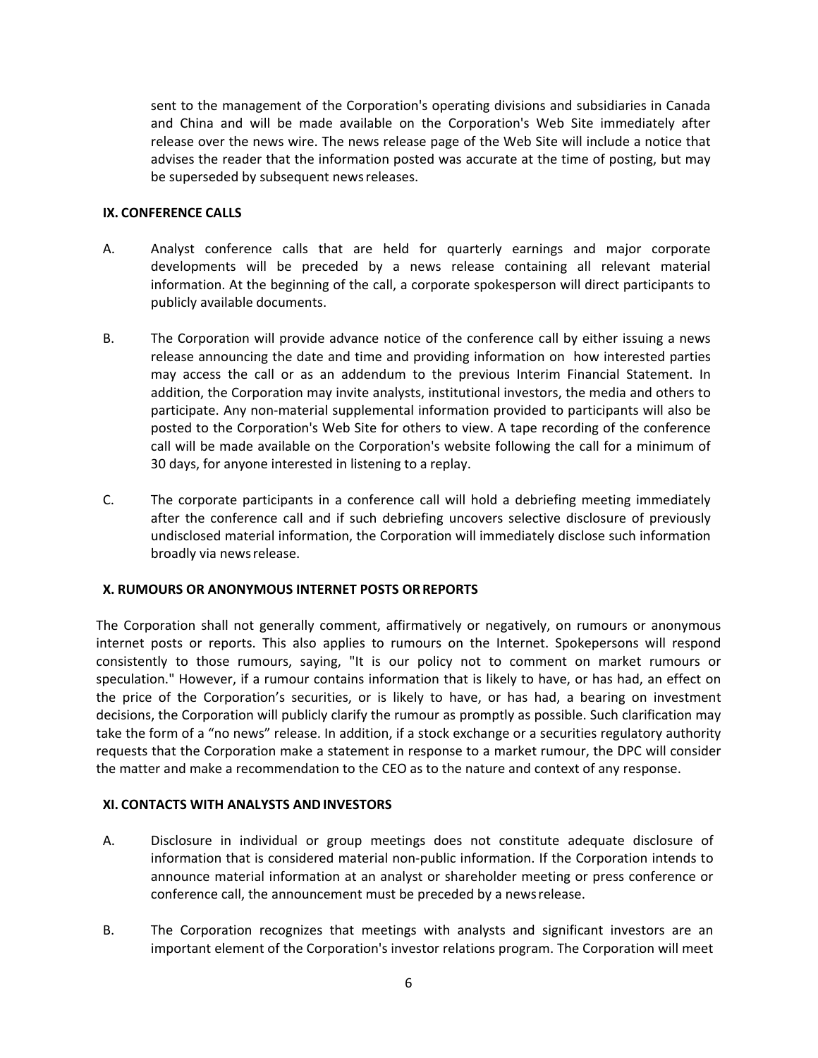sent to the management of the Corporation's operating divisions and subsidiaries in Canada and China and will be made available on the Corporation's Web Site immediately after release over the news wire. The news release page of the Web Site will include a notice that advises the reader that the information posted was accurate at the time of posting, but may be superseded by subsequent news releases.

### IX. CONFERENCE CALLS

A. Analyst conference calls that are held for quarterly earnings and major corporate developments will be preceded by a news release containing all relevant material information. At the beginning of the call, a corporate spokesperson will direct participants to publicly available documents.

B. The Corporation will provide advance notice of the conference call by either issuing a news release announcing the date and time and providing information on how interested parties may access the call or as an addendum to the previous Interim Financial Statement. In addition, the Corporation may invite analysts, institutional investors, the media and others to participate. Any non-material supplemental information provided to participants will also be posted to the Corporation's Web Site for others to view. A tape recording of the conference call will be made available on the Corporation's website following the call for a minimum of 30 days, for anyone interested in listening to a replay.

C. The corporate participants in a conference call will hold a debriefing meeting immediately after the conference call and if such debriefing uncovers selective disclosure of previously undisclosed material information, the Corporation will immediately disclose such information broadly via news release.

### X. RUMOURS OR ANONYMOUS INTERNET POSTS OR REPORTS

The Corporation shall not generally comment, affirmatively or negatively, on rumours or anonymous internet posts or reports. This also applies to rumours on the Internet. Spokepersons will respond consistently to those rumours, saying, "It is our policy not to comment on market rumours or speculation." However, if a rumour contains information that is likely to have, or has had, an effect on the price of the Corporation's securities, or is likely to have, or has had, a bearing on investment decisions, the Corporation will publicly clarify the rumour as promptly as possible. Such clarification may take the form of a "no news" release. In addition, if a stock exchange or a securities regulatory authority requests that the Corporation make a statement in response to a market rumour, the DPC will consider the matter and make a recommendation to the CEO as to the nature and context of any response.

### XI. CONTACTS WITH ANALYSTS AND INVESTORS

A. Disclosure in individual or group meetings does not constitute adequate disclosure of information that is considered material non-public information. If the Corporation intends to announce material information at an analyst or shareholder meeting or press conference or conference call, the announcement must be preceded by a news release.

B. The Corporation recognizes that meetings with analysts and significant investors are an important element of the Corporation's investor relations program. The Corporation will meet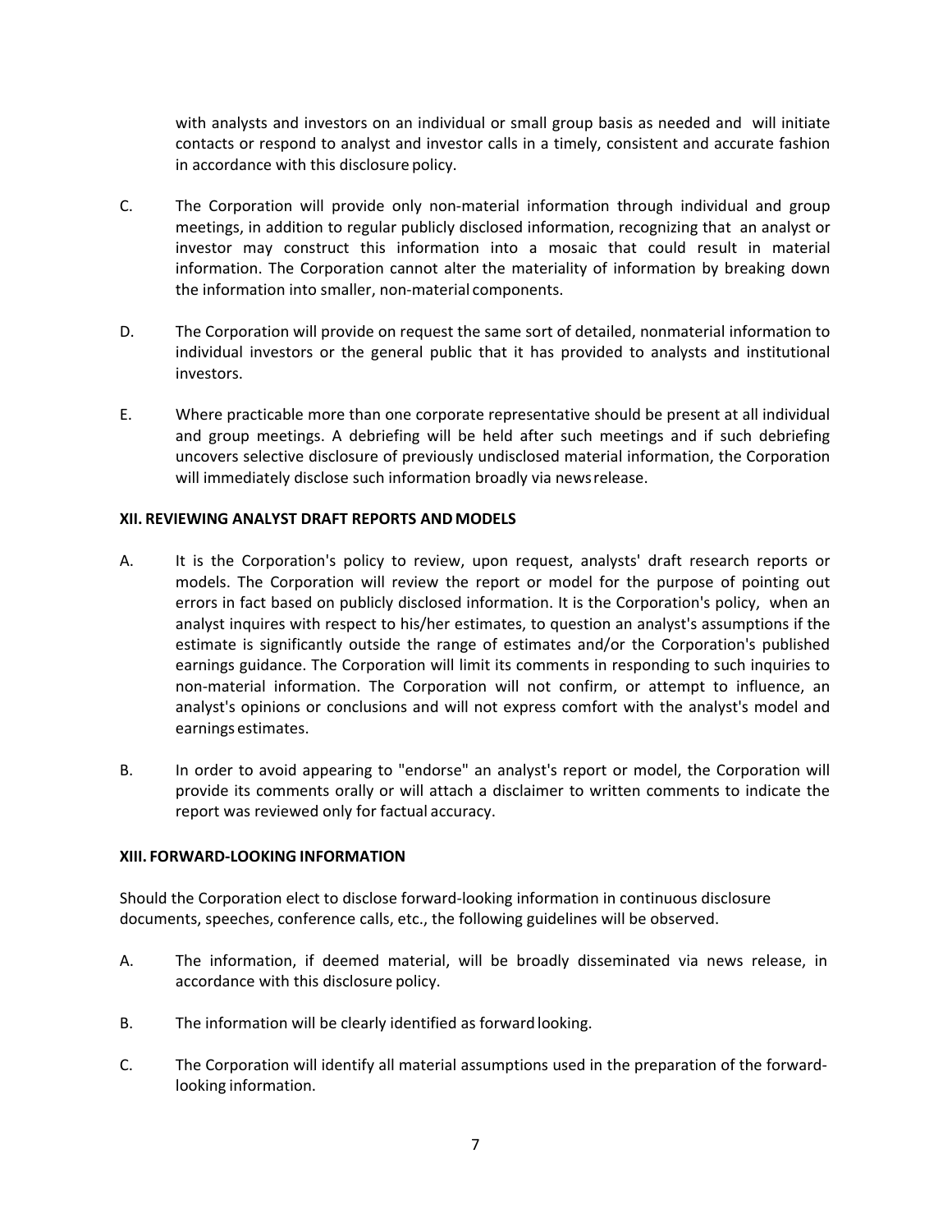with analysts and investors on an individual or small group basis as needed and will initiate contacts or respond to analyst and investor calls in a timely, consistent and accurate fashion in accordance with this disclosure policy.

C. The Corporation will provide only non-material information through individual and group meetings, in addition to regular publicly disclosed information, recognizing that an analyst or investor may construct this information into a mosaic that could result in material information. The Corporation cannot alter the materiality of information by breaking down the information into smaller, non-material components.

D. The Corporation will provide on request the same sort of detailed, nonmaterial information to individual investors or the general public that it has provided to analysts and institutional investors.

E. Where practicable more than one corporate representative should be present at all individual and group meetings. A debriefing will be held after such meetings and if such debriefing uncovers selective disclosure of previously undisclosed material information, the Corporation will immediately disclose such information broadly via news release.

## XII. REVIEWING ANALYST DRAFT REPORTS AND MODELS

A. It is the Corporation's policy to review, upon request, analysts' draft research reports or models. The Corporation will review the report or model for the purpose of pointing out errors in fact based on publicly disclosed information. It is the Corporation's policy, when an analyst inquires with respect to his/her estimates, to question an analyst's assumptions if the estimate is significantly outside the range of estimates and/or the Corporation's published earnings guidance. The Corporation will limit its comments in responding to such inquiries to non-material information. The Corporation will not confirm, or attempt to influence, an analyst's opinions or conclusions and will not express comfort with the analyst's model and earnings estimates.

B. In order to avoid appearing to "endorse" an analyst's report or model, the Corporation will provide its comments orally or will attach a disclaimer to written comments to indicate the report was reviewed only for factual accuracy.

## XIII. FORWARD-LOOKING INFORMATION

Should the Corporation elect to disclose forward-looking information in continuous disclosure documents, speeches, conference calls, etc., the following guidelines will be observed.

A. The information, if deemed material, will be broadly disseminated via news release, in accordance with this disclosure policy.

B. The information will be clearly identified as forward looking.

C. The Corporation will identify all material assumptions used in the preparation of the forward-looking information.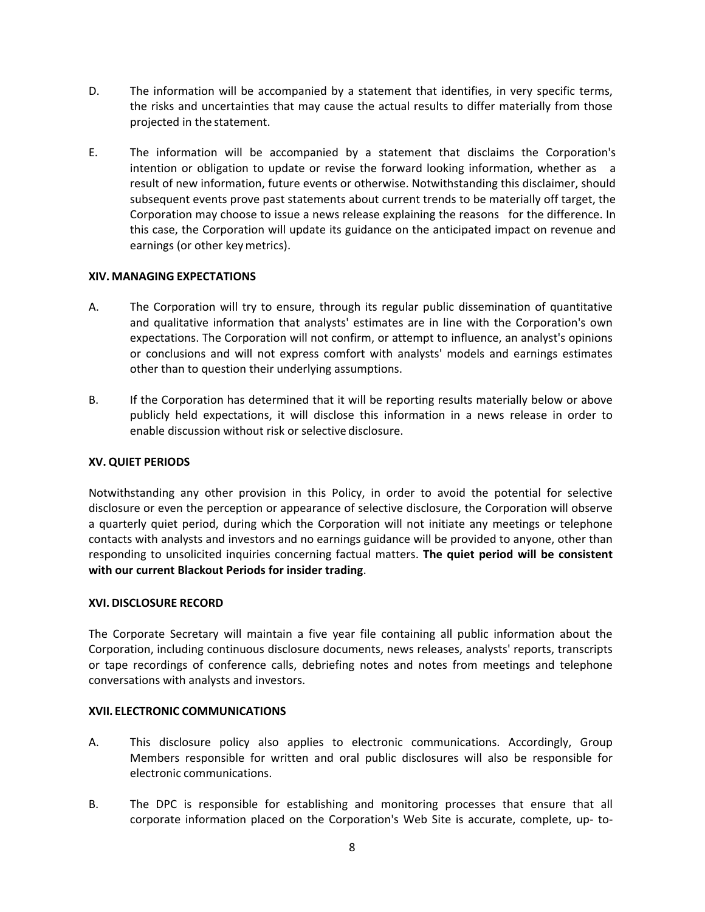D. The information will be accompanied by a statement that identifies, in very specific terms, the risks and uncertainties that may cause the actual results to differ materially from those projected in the statement.

E. The information will be accompanied by a statement that disclaims the Corporation's intention or obligation to update or revise the forward looking information, whether as a result of new information, future events or otherwise. Notwithstanding this disclaimer, should subsequent events prove past statements about current trends to be materially off target, the Corporation may choose to issue a news release explaining the reasons for the difference. In this case, the Corporation will update its guidance on the anticipated impact on revenue and earnings (or other key metrics).

## XIV. MANAGING EXPECTATIONS

A. The Corporation will try to ensure, through its regular public dissemination of quantitative and qualitative information that analysts' estimates are in line with the Corporation's own expectations. The Corporation will not confirm, or attempt to influence, an analyst's opinions or conclusions and will not express comfort with analysts' models and earnings estimates other than to question their underlying assumptions.

B. If the Corporation has determined that it will be reporting results materially below or above publicly held expectations, it will disclose this information in a news release in order to enable discussion without risk or selective disclosure.

## XV. QUIET PERIODS

Notwithstanding any other provision in this Policy, in order to avoid the potential for selective disclosure or even the perception or appearance of selective disclosure, the Corporation will observe a quarterly quiet period, during which the Corporation will not initiate any meetings or telephone contacts with analysts and investors and no earnings guidance will be provided to anyone, other than responding to unsolicited inquiries concerning factual matters. **The quiet period will be consistent with our current Blackout Periods for insider trading**.

## XVI. DISCLOSURE RECORD

The Corporate Secretary will maintain a five year file containing all public information about the Corporation, including continuous disclosure documents, news releases, analysts' reports, transcripts or tape recordings of conference calls, debriefing notes and notes from meetings and telephone conversations with analysts and investors.

## XVII. ELECTRONIC COMMUNICATIONS

A. This disclosure policy also applies to electronic communications. Accordingly, Group Members responsible for written and oral public disclosures will also be responsible for electronic communications.

B. The DPC is responsible for establishing and monitoring processes that ensure that all corporate information placed on the Corporation's Web Site is accurate, complete, up- to-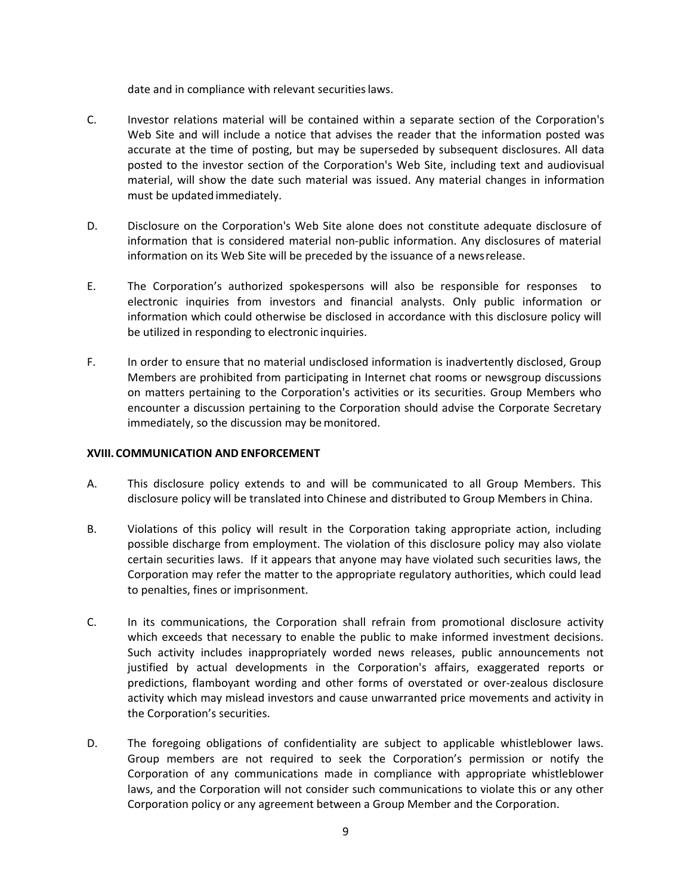date and in compliance with relevant securities laws.

C. Investor relations material will be contained within a separate section of the Corporation's Web Site and will include a notice that advises the reader that the information posted was accurate at the time of posting, but may be superseded by subsequent disclosures. All data posted to the investor section of the Corporation's Web Site, including text and audiovisual material, will show the date such material was issued. Any material changes in information must be updated immediately.

D. Disclosure on the Corporation's Web Site alone does not constitute adequate disclosure of information that is considered material non-public information. Any disclosures of material information on its Web Site will be preceded by the issuance of a news release.

E. The Corporation's authorized spokespersons will also be responsible for responses to electronic inquiries from investors and financial analysts. Only public information or information which could otherwise be disclosed in accordance with this disclosure policy will be utilized in responding to electronic inquiries.

F. In order to ensure that no material undisclosed information is inadvertently disclosed, Group Members are prohibited from participating in Internet chat rooms or newsgroup discussions on matters pertaining to the Corporation's activities or its securities. Group Members who encounter a discussion pertaining to the Corporation should advise the Corporate Secretary immediately, so the discussion may be monitored.

**XVIII. COMMUNICATION AND ENFORCEMENT**

A. This disclosure policy extends to and will be communicated to all Group Members. This disclosure policy will be translated into Chinese and distributed to Group Members in China.

B. Violations of this policy will result in the Corporation taking appropriate action, including possible discharge from employment. The violation of this disclosure policy may also violate certain securities laws. If it appears that anyone may have violated such securities laws, the Corporation may refer the matter to the appropriate regulatory authorities, which could lead to penalties, fines or imprisonment.

C. In its communications, the Corporation shall refrain from promotional disclosure activity which exceeds that necessary to enable the public to make informed investment decisions. Such activity includes inappropriately worded news releases, public announcements not justified by actual developments in the Corporation's affairs, exaggerated reports or predictions, flamboyant wording and other forms of overstated or over-zealous disclosure activity which may mislead investors and cause unwarranted price movements and activity in the Corporation's securities.

D. The foregoing obligations of confidentiality are subject to applicable whistleblower laws. Group members are not required to seek the Corporation's permission or notify the Corporation of any communications made in compliance with appropriate whistleblower laws, and the Corporation will not consider such communications to violate this or any other Corporation policy or any agreement between a Group Member and the Corporation.